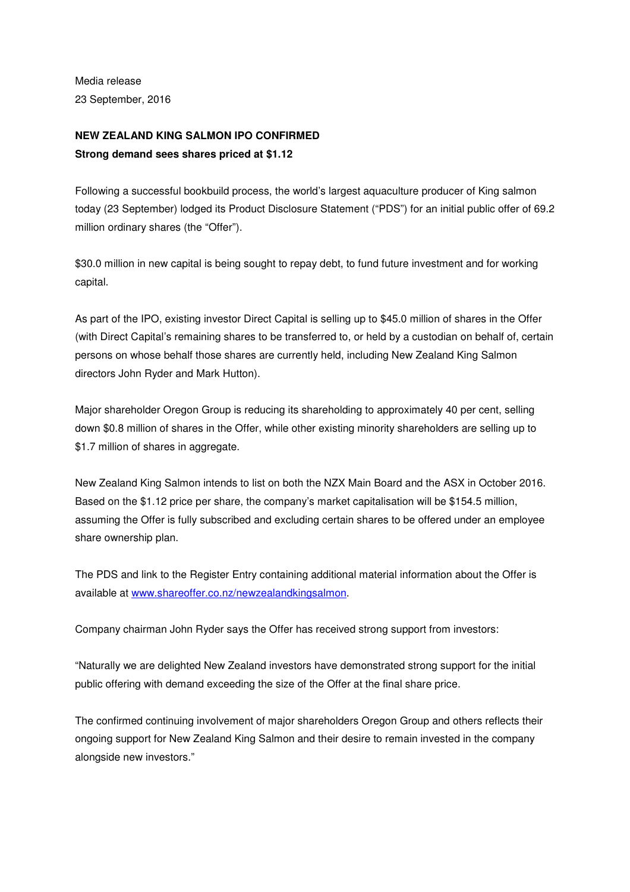Media release
23 September, 2016

**NEW ZEALAND KING SALMON IPO CONFIRMED**
**Strong demand sees shares priced at $1.12**

Following a successful bookbuild process, the world's largest aquaculture producer of King salmon today (23 September) lodged its Product Disclosure Statement ("PDS") for an initial public offer of 69.2 million ordinary shares (the "Offer").

$30.0 million in new capital is being sought to repay debt, to fund future investment and for working capital.

As part of the IPO, existing investor Direct Capital is selling up to $45.0 million of shares in the Offer (with Direct Capital's remaining shares to be transferred to, or held by a custodian on behalf of, certain persons on whose behalf those shares are currently held, including New Zealand King Salmon directors John Ryder and Mark Hutton).

Major shareholder Oregon Group is reducing its shareholding to approximately 40 per cent, selling down $0.8 million of shares in the Offer, while other existing minority shareholders are selling up to $1.7 million of shares in aggregate.

New Zealand King Salmon intends to list on both the NZX Main Board and the ASX in October 2016. Based on the $1.12 price per share, the company's market capitalisation will be $154.5 million, assuming the Offer is fully subscribed and excluding certain shares to be offered under an employee share ownership plan.

The PDS and link to the Register Entry containing additional material information about the Offer is available at [www.shareoffer.co.nz/newzealandkingsalmon](www.shareoffer.co.nz/newzealandkingsalmon).

Company chairman John Ryder says the Offer has received strong support from investors:

"Naturally we are delighted New Zealand investors have demonstrated strong support for the initial public offering with demand exceeding the size of the Offer at the final share price.

The confirmed continuing involvement of major shareholders Oregon Group and others reflects their ongoing support for New Zealand King Salmon and their desire to remain invested in the company alongside new investors."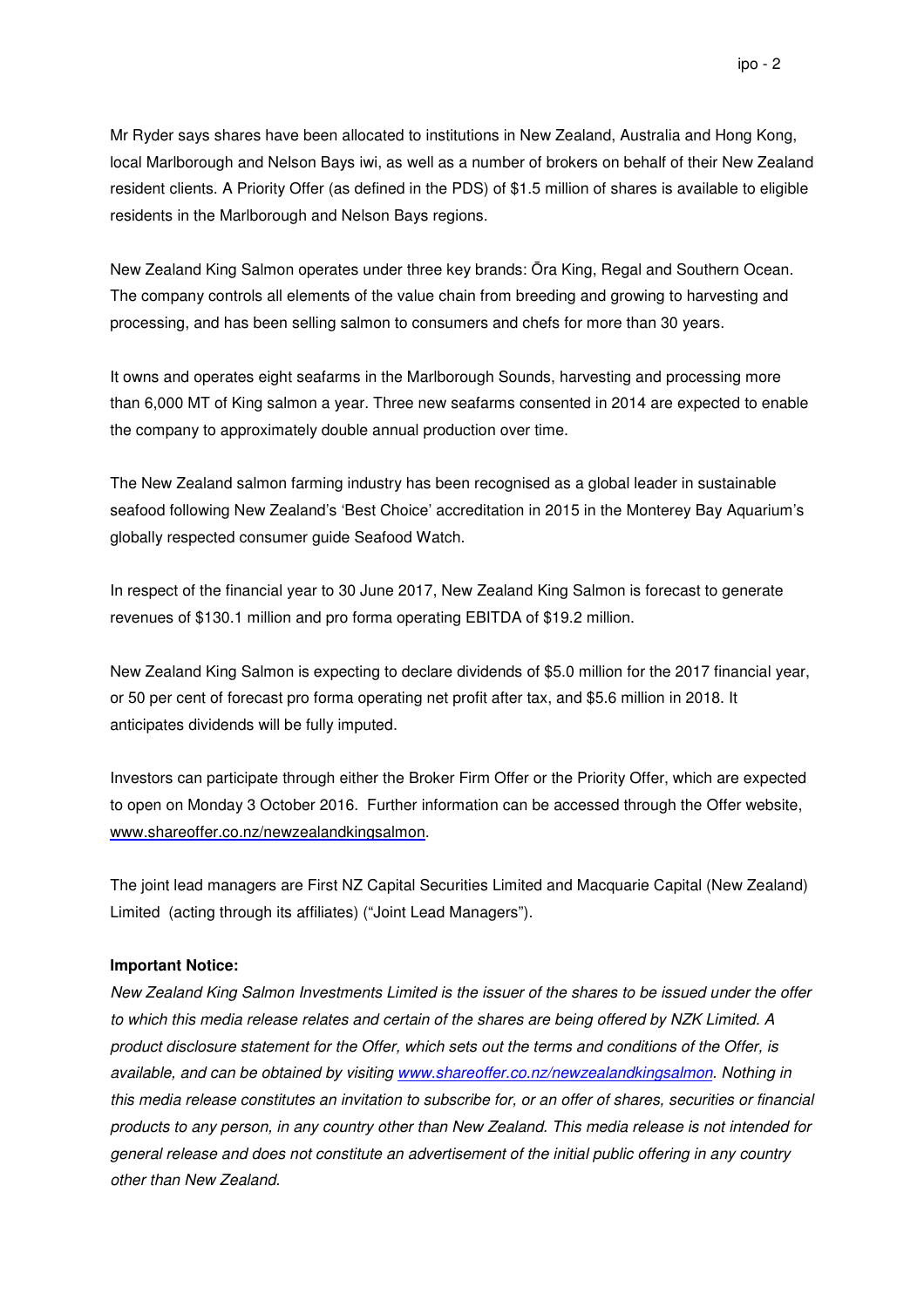Mr Ryder says shares have been allocated to institutions in New Zealand, Australia and Hong Kong, local Marlborough and Nelson Bays iwi, as well as a number of brokers on behalf of their New Zealand resident clients. A Priority Offer (as defined in the PDS) of $1.5 million of shares is available to eligible residents in the Marlborough and Nelson Bays regions.

New Zealand King Salmon operates under three key brands: Ōra King, Regal and Southern Ocean. The company controls all elements of the value chain from breeding and growing to harvesting and processing, and has been selling salmon to consumers and chefs for more than 30 years.

It owns and operates eight seafarms in the Marlborough Sounds, harvesting and processing more than 6,000 MT of King salmon a year. Three new seafarms consented in 2014 are expected to enable the company to approximately double annual production over time.

The New Zealand salmon farming industry has been recognised as a global leader in sustainable seafood following New Zealand's 'Best Choice' accreditation in 2015 in the Monterey Bay Aquarium's globally respected consumer guide Seafood Watch.

In respect of the financial year to 30 June 2017, New Zealand King Salmon is forecast to generate revenues of $130.1 million and pro forma operating EBITDA of $19.2 million.

New Zealand King Salmon is expecting to declare dividends of $5.0 million for the 2017 financial year, or 50 per cent of forecast pro forma operating net profit after tax, and $5.6 million in 2018. It anticipates dividends will be fully imputed.

Investors can participate through either the Broker Firm Offer or the Priority Offer, which are expected to open on Monday 3 October 2016. Further information can be accessed through the Offer website, www.shareoffer.co.nz/newzealandkingsalmon.

The joint lead managers are First NZ Capital Securities Limited and Macquarie Capital (New Zealand) Limited (acting through its affiliates) ("Joint Lead Managers").

**Important Notice:**

*New Zealand King Salmon Investments Limited is the issuer of the shares to be issued under the offer to which this media release relates and certain of the shares are being offered by NZK Limited. A product disclosure statement for the Offer, which sets out the terms and conditions of the Offer, is available, and can be obtained by visiting www.shareoffer.co.nz/newzealandkingsalmon. Nothing in this media release constitutes an invitation to subscribe for, or an offer of shares, securities or financial products to any person, in any country other than New Zealand. This media release is not intended for general release and does not constitute an advertisement of the initial public offering in any country other than New Zealand.*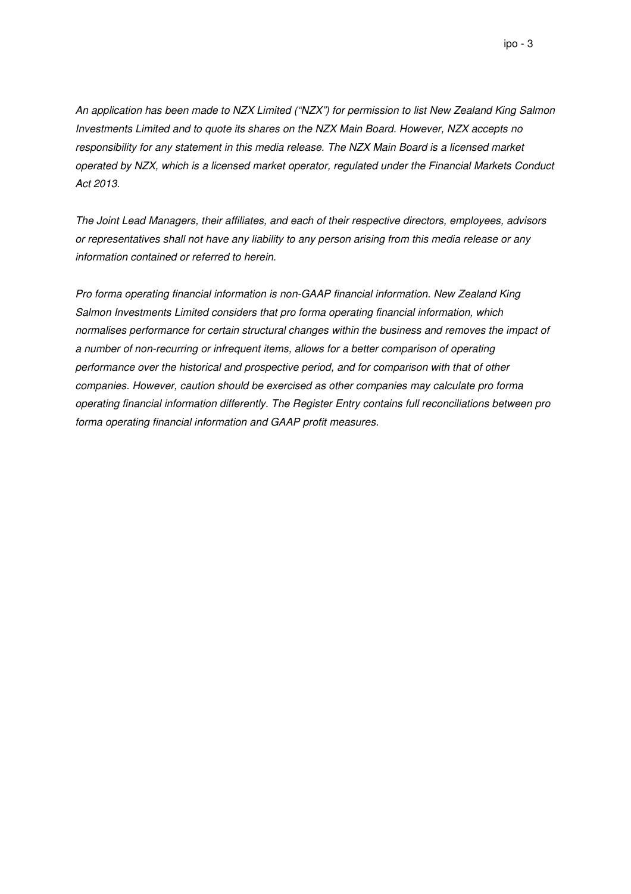*An application has been made to NZX Limited ("NZX") for permission to list New Zealand King Salmon Investments Limited and to quote its shares on the NZX Main Board. However, NZX accepts no responsibility for any statement in this media release. The NZX Main Board is a licensed market operated by NZX, which is a licensed market operator, regulated under the Financial Markets Conduct Act 2013.*

*The Joint Lead Managers, their affiliates, and each of their respective directors, employees, advisors or representatives shall not have any liability to any person arising from this media release or any information contained or referred to herein.*

*Pro forma operating financial information is non-GAAP financial information. New Zealand King Salmon Investments Limited considers that pro forma operating financial information, which normalises performance for certain structural changes within the business and removes the impact of a number of non-recurring or infrequent items, allows for a better comparison of operating performance over the historical and prospective period, and for comparison with that of other companies. However, caution should be exercised as other companies may calculate pro forma operating financial information differently. The Register Entry contains full reconciliations between pro forma operating financial information and GAAP profit measures.*